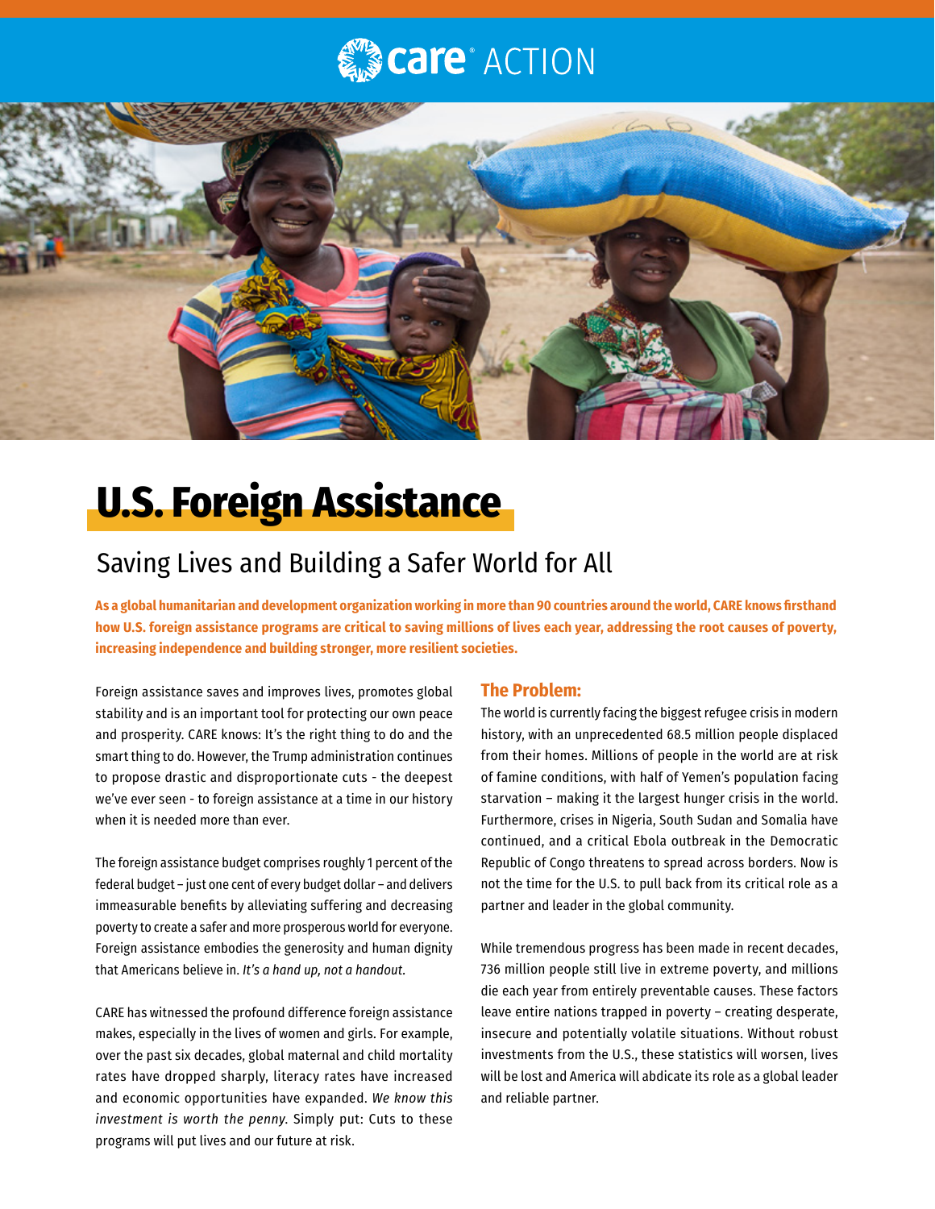care® ACTION

# U.S. Foreign Assistance

## Saving Lives and Building a Safer World for All

**As a global humanitarian and development organization working in more than 90 countries around the world, CARE knows firsthand how U.S. foreign assistance programs are critical to saving millions of lives each year, addressing the root causes of poverty, increasing independence and building stronger, more resilient societies.**

Foreign assistance saves and improves lives, promotes global stability and is an important tool for protecting our own peace and prosperity. CARE knows: It's the right thing to do and the smart thing to do. However, the Trump administration continues to propose drastic and disproportionate cuts - the deepest we've ever seen - to foreign assistance at a time in our history when it is needed more than ever.

The foreign assistance budget comprises roughly 1 percent of the federal budget – just one cent of every budget dollar – and delivers immeasurable benefits by alleviating suffering and decreasing poverty to create a safer and more prosperous world for everyone. Foreign assistance embodies the generosity and human dignity that Americans believe in. *It's a hand up, not a handout.*

CARE has witnessed the profound difference foreign assistance makes, especially in the lives of women and girls. For example, over the past six decades, global maternal and child mortality rates have dropped sharply, literacy rates have increased and economic opportunities have expanded. *We know this investment is worth the penny*. Simply put: Cuts to these programs will put lives and our future at risk.

### The Problem:

The world is currently facing the biggest refugee crisis in modern history, with an unprecedented 68.5 million people displaced from their homes. Millions of people in the world are at risk of famine conditions, with half of Yemen's population facing starvation – making it the largest hunger crisis in the world. Furthermore, crises in Nigeria, South Sudan and Somalia have continued, and a critical Ebola outbreak in the Democratic Republic of Congo threatens to spread across borders. Now is not the time for the U.S. to pull back from its critical role as a partner and leader in the global community.

While tremendous progress has been made in recent decades, 736 million people still live in extreme poverty, and millions die each year from entirely preventable causes. These factors leave entire nations trapped in poverty – creating desperate, insecure and potentially volatile situations. Without robust investments from the U.S., these statistics will worsen, lives will be lost and America will abdicate its role as a global leader and reliable partner.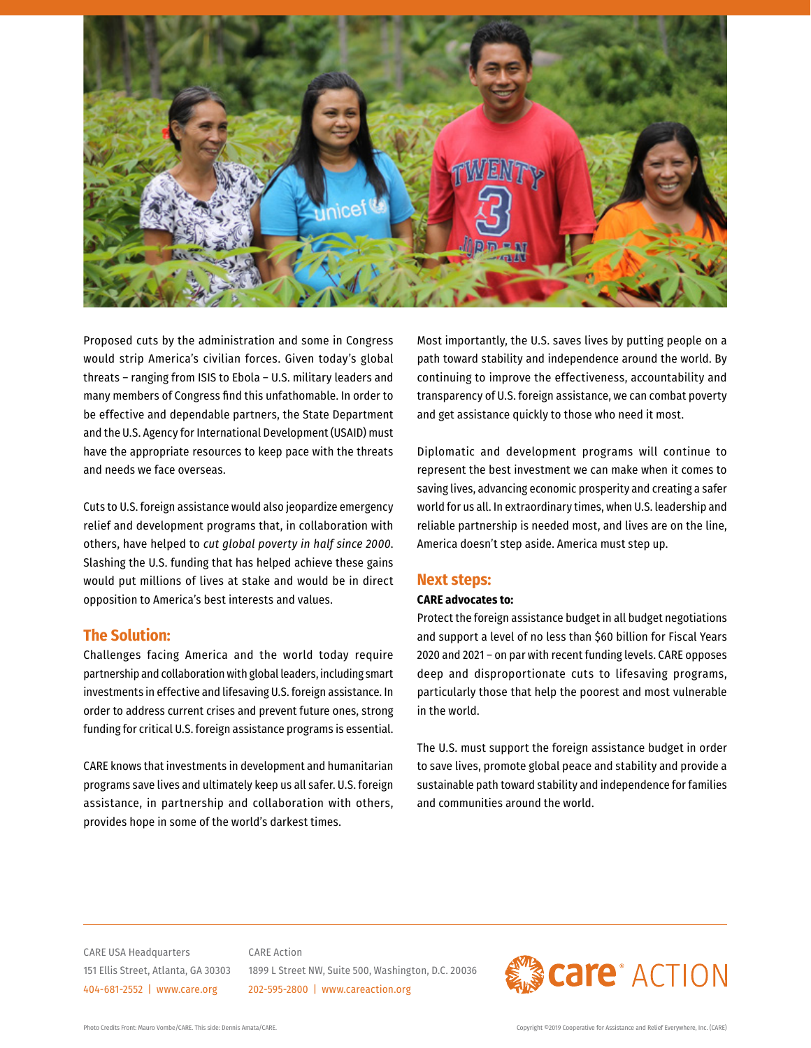Proposed cuts by the administration and some in Congress would strip America's civilian forces. Given today's global threats – ranging from ISIS to Ebola – U.S. military leaders and many members of Congress find this unfathomable. In order to be effective and dependable partners, the State Department and the U.S. Agency for International Development (USAID) must have the appropriate resources to keep pace with the threats and needs we face overseas.

Cuts to U.S. foreign assistance would also jeopardize emergency relief and development programs that, in collaboration with others, have helped to *cut global poverty in half since 2000*. Slashing the U.S. funding that has helped achieve these gains would put millions of lives at stake and would be in direct opposition to America's best interests and values.

## The Solution:

Challenges facing America and the world today require partnership and collaboration with global leaders, including smart investments in effective and lifesaving U.S. foreign assistance. In order to address current crises and prevent future ones, strong funding for critical U.S. foreign assistance programs is essential.

CARE knows that investments in development and humanitarian programs save lives and ultimately keep us all safer. U.S. foreign assistance, in partnership and collaboration with others, provides hope in some of the world's darkest times.

Most importantly, the U.S. saves lives by putting people on a path toward stability and independence around the world. By continuing to improve the effectiveness, accountability and transparency of U.S. foreign assistance, we can combat poverty and get assistance quickly to those who need it most.

Diplomatic and development programs will continue to represent the best investment we can make when it comes to saving lives, advancing economic prosperity and creating a safer world for us all. In extraordinary times, when U.S. leadership and reliable partnership is needed most, and lives are on the line, America doesn't step aside. America must step up.

## Next steps:

**CARE advocates to:**

Protect the foreign assistance budget in all budget negotiations and support a level of no less than $60 billion for Fiscal Years 2020 and 2021 – on par with recent funding levels. CARE opposes deep and disproportionate cuts to lifesaving programs, particularly those that help the poorest and most vulnerable in the world.

The U.S. must support the foreign assistance budget in order to save lives, promote global peace and stability and provide a sustainable path toward stability and independence for families and communities around the world.

CARE USA Headquarters
151 Ellis Street, Atlanta, GA 30303
404-681-2552 | www.care.org

CARE Action
1899 L Street NW, Suite 500, Washington, D.C. 20036
202-595-2800 | www.careaction.org

care® ACTION

Photo Credits Front: Mauro Vombe/CARE. This side: Dennis Amata/CARE.

Copyright ©2019 Cooperative for Assistance and Relief Everywhere, Inc. (CARE)